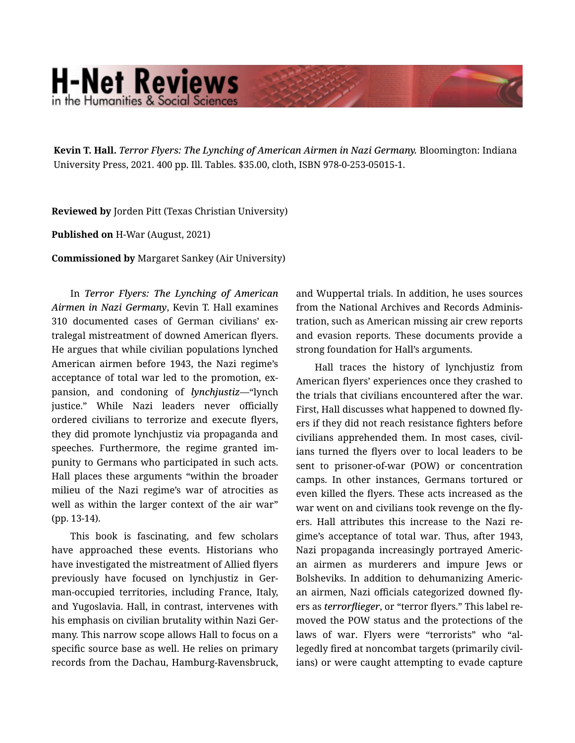# H-Net Reviews in the Humanities & Social Sciences

**Kevin T. Hall.** *Terror Flyers: The Lynching of American Airmen in Nazi Germany.* Bloomington: Indiana University Press, 2021. 400 pp. Ill. Tables. $35.00, cloth, ISBN 978-0-253-05015-1.

**Reviewed by** Jorden Pitt (Texas Christian University)

**Published on** H-War (August, 2021)

**Commissioned by** Margaret Sankey (Air University)

In *Terror Flyers: The Lynching of American Airmen in Nazi Germany*, Kevin T. Hall examines 310 documented cases of German civilians' extralegal mistreatment of downed American flyers. He argues that while civilian populations lynched American airmen before 1943, the Nazi regime's acceptance of total war led to the promotion, expansion, and condoning of ***lynchjustiz***—"lynch justice." While Nazi leaders never officially ordered civilians to terrorize and execute flyers, they did promote lynchjustiz via propaganda and speeches. Furthermore, the regime granted impunity to Germans who participated in such acts. Hall places these arguments "within the broader milieu of the Nazi regime's war of atrocities as well as within the larger context of the air war" (pp. 13-14).

This book is fascinating, and few scholars have approached these events. Historians who have investigated the mistreatment of Allied flyers previously have focused on lynchjustiz in German-occupied territories, including France, Italy, and Yugoslavia. Hall, in contrast, intervenes with his emphasis on civilian brutality within Nazi Germany. This narrow scope allows Hall to focus on a specific source base as well. He relies on primary records from the Dachau, Hamburg-Ravensbruck, and Wuppertal trials. In addition, he uses sources from the National Archives and Records Administration, such as American missing air crew reports and evasion reports. These documents provide a strong foundation for Hall's arguments.

Hall traces the history of lynchjustiz from American flyers' experiences once they crashed to the trials that civilians encountered after the war. First, Hall discusses what happened to downed flyers if they did not reach resistance fighters before civilians apprehended them. In most cases, civilians turned the flyers over to local leaders to be sent to prisoner-of-war (POW) or concentration camps. In other instances, Germans tortured or even killed the flyers. These acts increased as the war went on and civilians took revenge on the flyers. Hall attributes this increase to the Nazi regime's acceptance of total war. Thus, after 1943, Nazi propaganda increasingly portrayed American airmen as murderers and impure Jews or Bolsheviks. In addition to dehumanizing American airmen, Nazi officials categorized downed flyers as ***terrorflieger***, or "terror flyers." This label removed the POW status and the protections of the laws of war. Flyers were "terrorists" who "allegedly fired at noncombat targets (primarily civilians) or were caught attempting to evade capture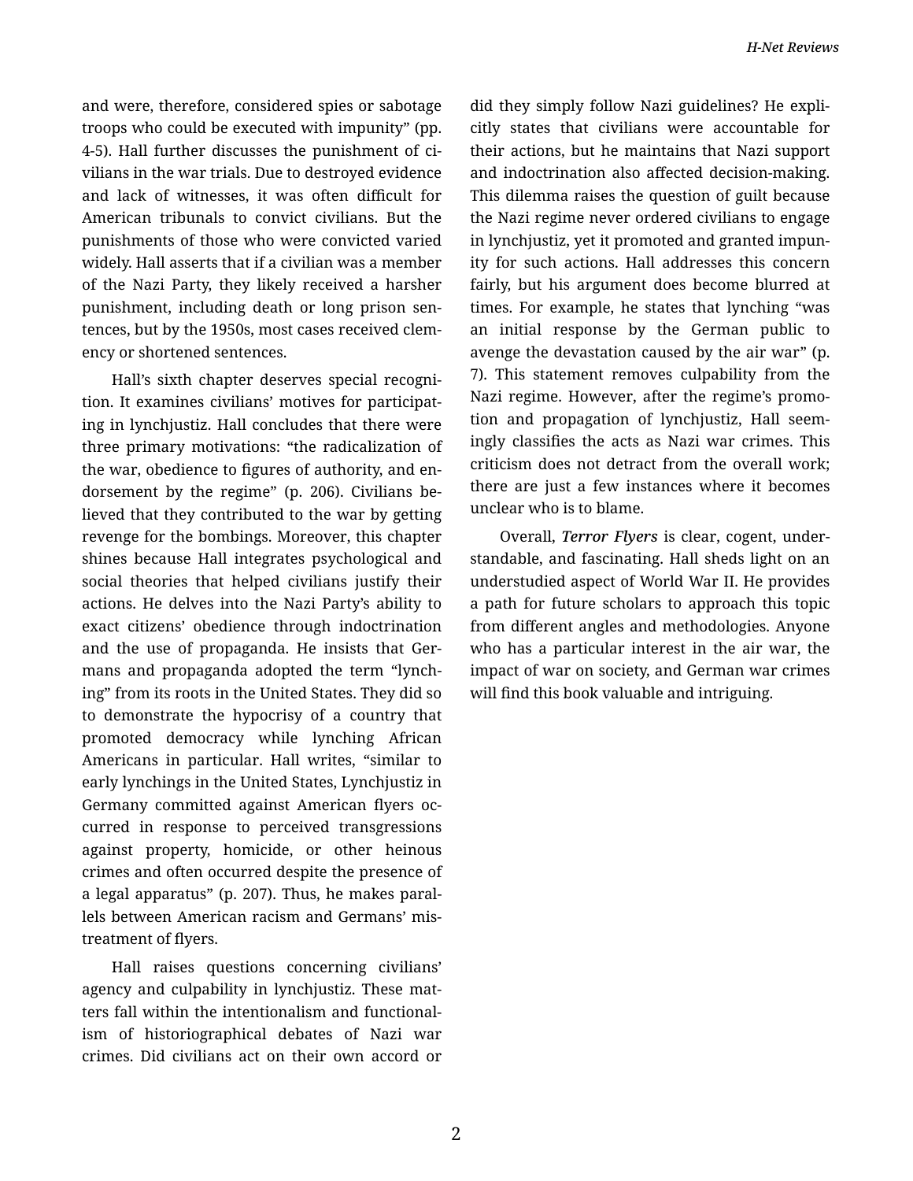and were, therefore, considered spies or sabotage troops who could be executed with impunity" (pp. 4-5). Hall further discusses the punishment of civilians in the war trials. Due to destroyed evidence and lack of witnesses, it was often difficult for American tribunals to convict civilians. But the punishments of those who were convicted varied widely. Hall asserts that if a civilian was a member of the Nazi Party, they likely received a harsher punishment, including death or long prison sentences, but by the 1950s, most cases received clemency or shortened sentences.

Hall's sixth chapter deserves special recognition. It examines civilians' motives for participating in lynchjustiz. Hall concludes that there were three primary motivations: "the radicalization of the war, obedience to figures of authority, and endorsement by the regime" (p. 206). Civilians believed that they contributed to the war by getting revenge for the bombings. Moreover, this chapter shines because Hall integrates psychological and social theories that helped civilians justify their actions. He delves into the Nazi Party's ability to exact citizens' obedience through indoctrination and the use of propaganda. He insists that Germans and propaganda adopted the term "lynching" from its roots in the United States. They did so to demonstrate the hypocrisy of a country that promoted democracy while lynching African Americans in particular. Hall writes, "similar to early lynchings in the United States, Lynchjustiz in Germany committed against American flyers occurred in response to perceived transgressions against property, homicide, or other heinous crimes and often occurred despite the presence of a legal apparatus" (p. 207). Thus, he makes parallels between American racism and Germans' mistreatment of flyers.

Hall raises questions concerning civilians' agency and culpability in lynchjustiz. These matters fall within the intentionalism and functionalism of historiographical debates of Nazi war crimes. Did civilians act on their own accord or did they simply follow Nazi guidelines? He explicitly states that civilians were accountable for their actions, but he maintains that Nazi support and indoctrination also affected decision-making. This dilemma raises the question of guilt because the Nazi regime never ordered civilians to engage in lynchjustiz, yet it promoted and granted impunity for such actions. Hall addresses this concern fairly, but his argument does become blurred at times. For example, he states that lynching "was an initial response by the German public to avenge the devastation caused by the air war" (p. 7). This statement removes culpability from the Nazi regime. However, after the regime's promotion and propagation of lynchjustiz, Hall seemingly classifies the acts as Nazi war crimes. This criticism does not detract from the overall work; there are just a few instances where it becomes unclear who is to blame.

Overall, ***Terror Flyers*** is clear, cogent, understandable, and fascinating. Hall sheds light on an understudied aspect of World War II. He provides a path for future scholars to approach this topic from different angles and methodologies. Anyone who has a particular interest in the air war, the impact of war on society, and German war crimes will find this book valuable and intriguing.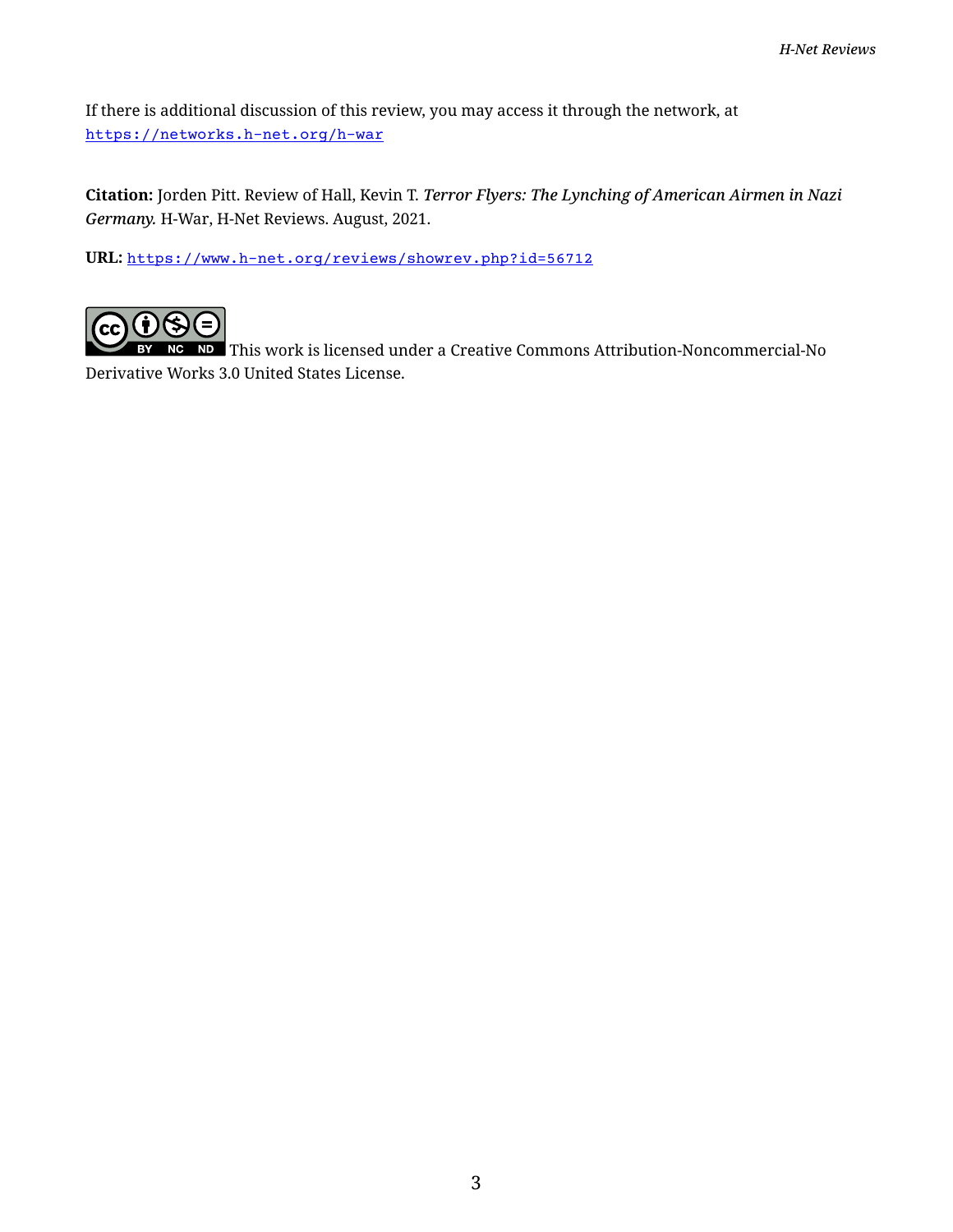If there is additional discussion of this review, you may access it through the network, at https://networks.h-net.org/h-war

**Citation:** Jorden Pitt. Review of Hall, Kevin T. *Terror Flyers: The Lynching of American Airmen in Nazi Germany.* H-War, H-Net Reviews. August, 2021.

**URL:** https://www.h-net.org/reviews/showrev.php?id=56712

This work is licensed under a Creative Commons Attribution-Noncommercial-No Derivative Works 3.0 United States License.